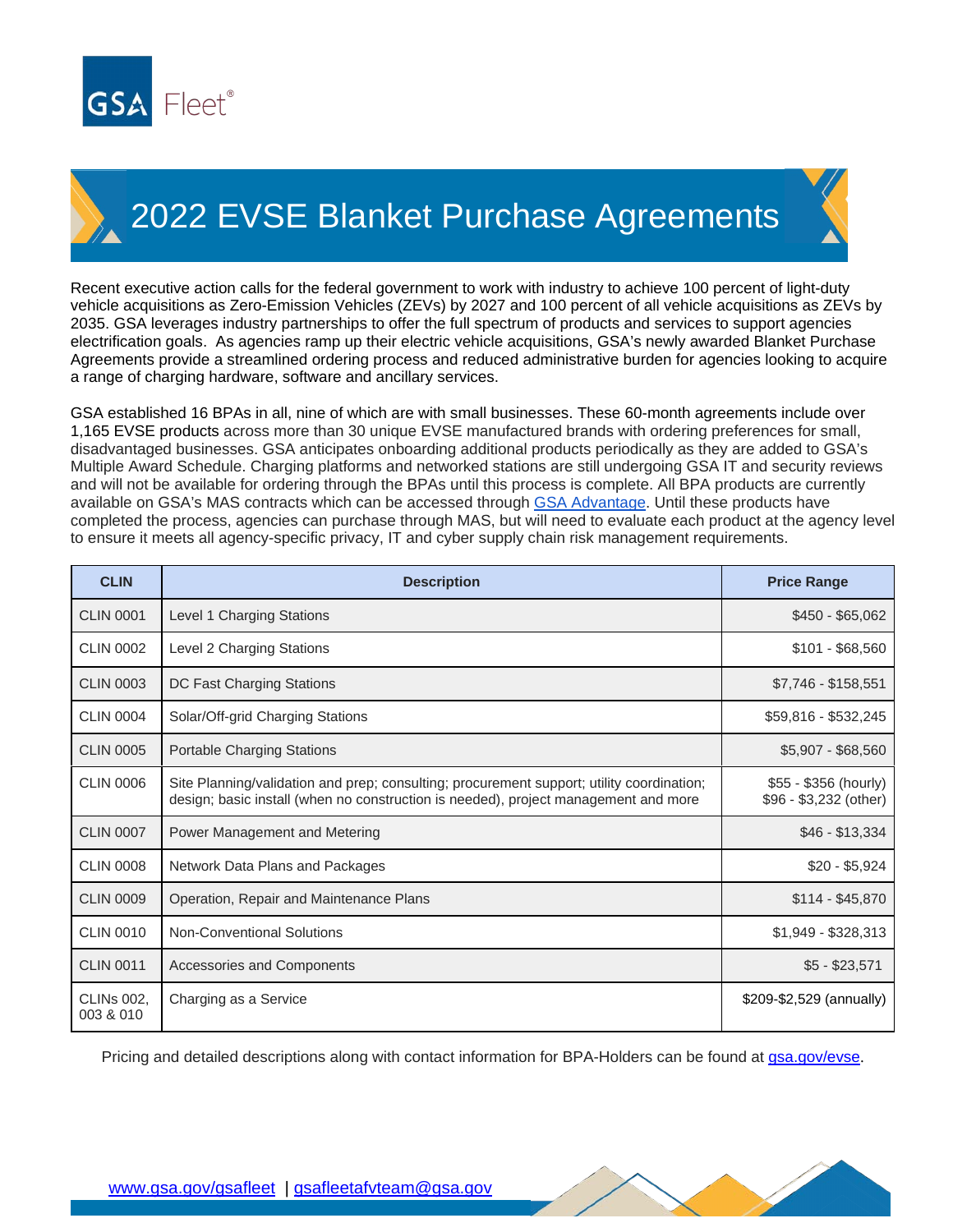GSA Fleet®

# 2022 EVSE Blanket Purchase Agreements

Recent executive action calls for the federal government to work with industry to achieve 100 percent of light-duty vehicle acquisitions as Zero-Emission Vehicles (ZEVs) by 2027 and 100 percent of all vehicle acquisitions as ZEVs by 2035. GSA leverages industry partnerships to offer the full spectrum of products and services to support agencies electrification goals. As agencies ramp up their electric vehicle acquisitions, GSA's newly awarded Blanket Purchase Agreements provide a streamlined ordering process and reduced administrative burden for agencies looking to acquire a range of charging hardware, software and ancillary services.

GSA established 16 BPAs in all, nine of which are with small businesses. These 60-month agreements include over 1,165 EVSE products across more than 30 unique EVSE manufactured brands with ordering preferences for small, disadvantaged businesses. GSA anticipates onboarding additional products periodically as they are added to GSA's Multiple Award Schedule. Charging platforms and networked stations are still undergoing GSA IT and security reviews and will not be available for ordering through the BPAs until this process is complete. All BPA products are currently available on GSA's MAS contracts which can be accessed through [GSA Advantage](). Until these products have completed the process, agencies can purchase through MAS, but will need to evaluate each product at the agency level to ensure it meets all agency-specific privacy, IT and cyber supply chain risk management requirements.

| CLIN | Description | Price Range |
|---|---|---|
| CLIN 0001 | Level 1 Charging Stations | $450 - $65,062 |
| CLIN 0002 | Level 2 Charging Stations | $101 - $68,560 |
| CLIN 0003 | DC Fast Charging Stations | $7,746 - $158,551 |
| CLIN 0004 | Solar/Off-grid Charging Stations | $59,816 - $532,245 |
| CLIN 0005 | Portable Charging Stations | $5,907 - $68,560 |
| CLIN 0006 | Site Planning/validation and prep; consulting; procurement support; utility coordination; design; basic install (when no construction is needed), project management and more | $55 - $356 (hourly)<br>$96 - $3,232 (other) |
| CLIN 0007 | Power Management and Metering | $46 - $13,334 |
| CLIN 0008 | Network Data Plans and Packages | $20 - $5,924 |
| CLIN 0009 | Operation, Repair and Maintenance Plans | $114 - $45,870 |
| CLIN 0010 | Non-Conventional Solutions | $1,949 - $328,313 |
| CLIN 0011 | Accessories and Components | $5 - $23,571 |
| CLINs 002, 003 & 010 | Charging as a Service | $209-$2,529 (annually) |

Pricing and detailed descriptions along with contact information for BPA-Holders can be found at [gsa.gov/evse]().

[www.gsa.gov/gsafleet]() | [gsafleetafvteam@gsa.gov]()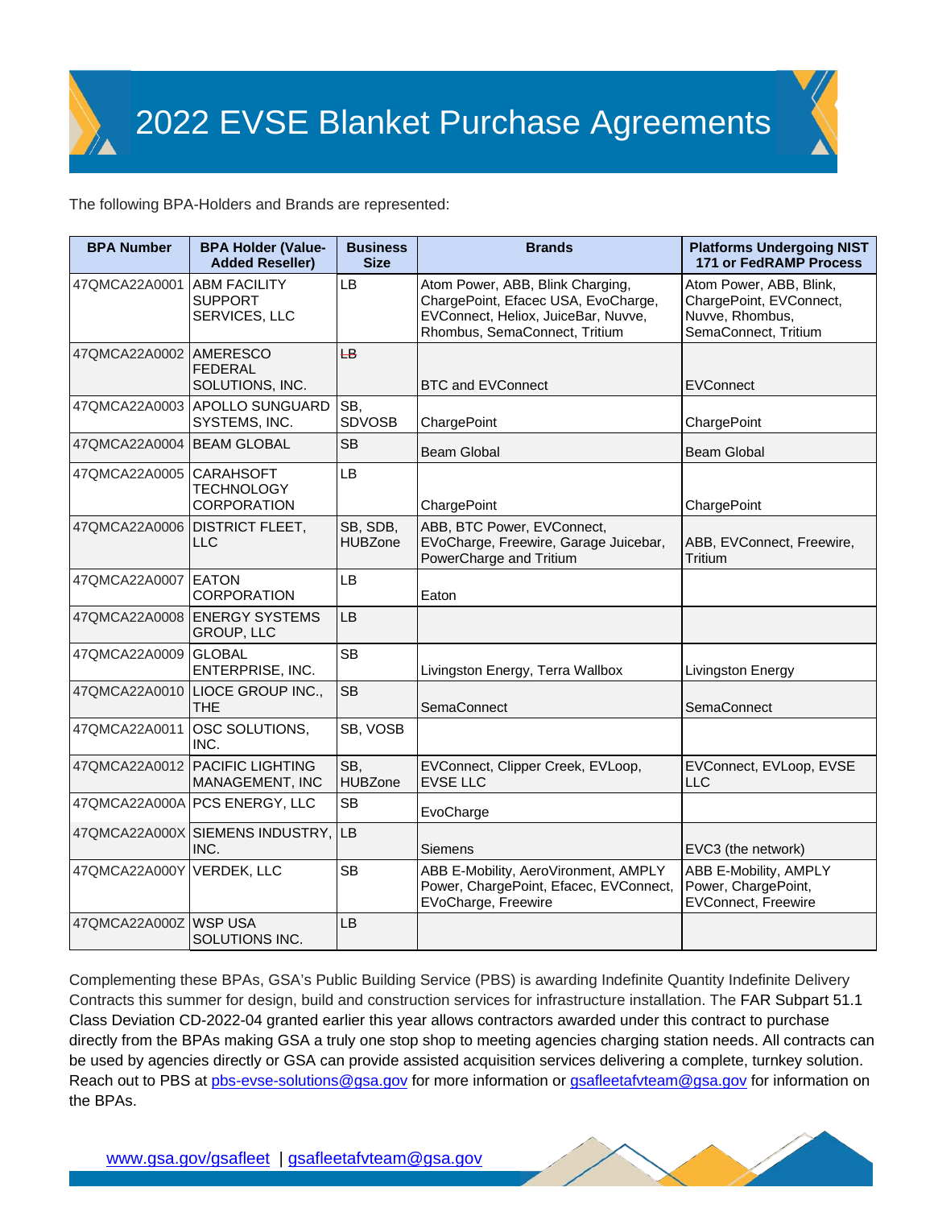# 2022 EVSE Blanket Purchase Agreements

The following BPA-Holders and Brands are represented:

| BPA Number | BPA Holder (Value-Added Reseller) | Business Size | Brands | Platforms Undergoing NIST 171 or FedRAMP Process |
|---|---|---|---|---|
| 47QMCA22A0001 | ABM FACILITY SUPPORT SERVICES, LLC | LB | Atom Power, ABB, Blink Charging, ChargePoint, Efacec USA, EvoCharge, EVConnect, Heliox, JuiceBar, Nuvve, Rhombus, SemaConnect, Tritium | Atom Power, ABB, Blink, ChargePoint, EVConnect, Nuvve, Rhombus, SemaConnect, Tritium |
| 47QMCA22A0002 | AMERESCO FEDERAL SOLUTIONS, INC. | ~~LB~~ | BTC and EVConnect | EVConnect |
| 47QMCA22A0003 | APOLLO SUNGUARD SYSTEMS, INC. | SB, SDVOSB | ChargePoint | ChargePoint |
| 47QMCA22A0004 | BEAM GLOBAL | SB | Beam Global | Beam Global |
| 47QMCA22A0005 | CARAHSOFT TECHNOLOGY CORPORATION | LB | ChargePoint | ChargePoint |
| 47QMCA22A0006 | DISTRICT FLEET, LLC | SB, SDB, HUBZone | ABB, BTC Power, EVConnect, EVoCharge, Freewire, Garage Juicebar, PowerCharge and Tritium | ABB, EVConnect, Freewire, Tritium |
| 47QMCA22A0007 | EATON CORPORATION | LB | Eaton | |
| 47QMCA22A0008 | ENERGY SYSTEMS GROUP, LLC | LB | | |
| 47QMCA22A0009 | GLOBAL ENTERPRISE, INC. | SB | Livingston Energy, Terra Wallbox | Livingston Energy |
| 47QMCA22A0010 | LIOCE GROUP INC., THE | SB | SemaConnect | SemaConnect |
| 47QMCA22A0011 | OSC SOLUTIONS, INC. | SB, VOSB | | |
| 47QMCA22A0012 | PACIFIC LIGHTING MANAGEMENT, INC | SB, HUBZone | EVConnect, Clipper Creek, EVLoop, EVSE LLC | EVConnect, EVLoop, EVSE LLC |
| 47QMCA22A000A | PCS ENERGY, LLC | SB | EvoCharge | |
| 47QMCA22A000X | SIEMENS INDUSTRY, INC. | LB | Siemens | EVC3 (the network) |
| 47QMCA22A000Y | VERDEK, LLC | SB | ABB E-Mobility, AeroVironment, AMPLY Power, ChargePoint, Efacec, EVConnect, EVoCharge, Freewire | ABB E-Mobility, AMPLY Power, ChargePoint, EVConnect, Freewire |
| 47QMCA22A000Z | WSP USA SOLUTIONS INC. | LB | | |

Complementing these BPAs, GSA's Public Building Service (PBS) is awarding Indefinite Quantity Indefinite Delivery Contracts this summer for design, build and construction services for infrastructure installation. The FAR Subpart 51.1 Class Deviation CD-2022-04 granted earlier this year allows contractors awarded under this contract to purchase directly from the BPAs making GSA a truly one stop shop to meeting agencies charging station needs. All contracts can be used by agencies directly or GSA can provide assisted acquisition services delivering a complete, turnkey solution. Reach out to PBS at pbs-evse-solutions@gsa.gov for more information or gsafleetafvteam@gsa.gov for information on the BPAs.

www.gsa.gov/gsafleet | gsafleetafvteam@gsa.gov